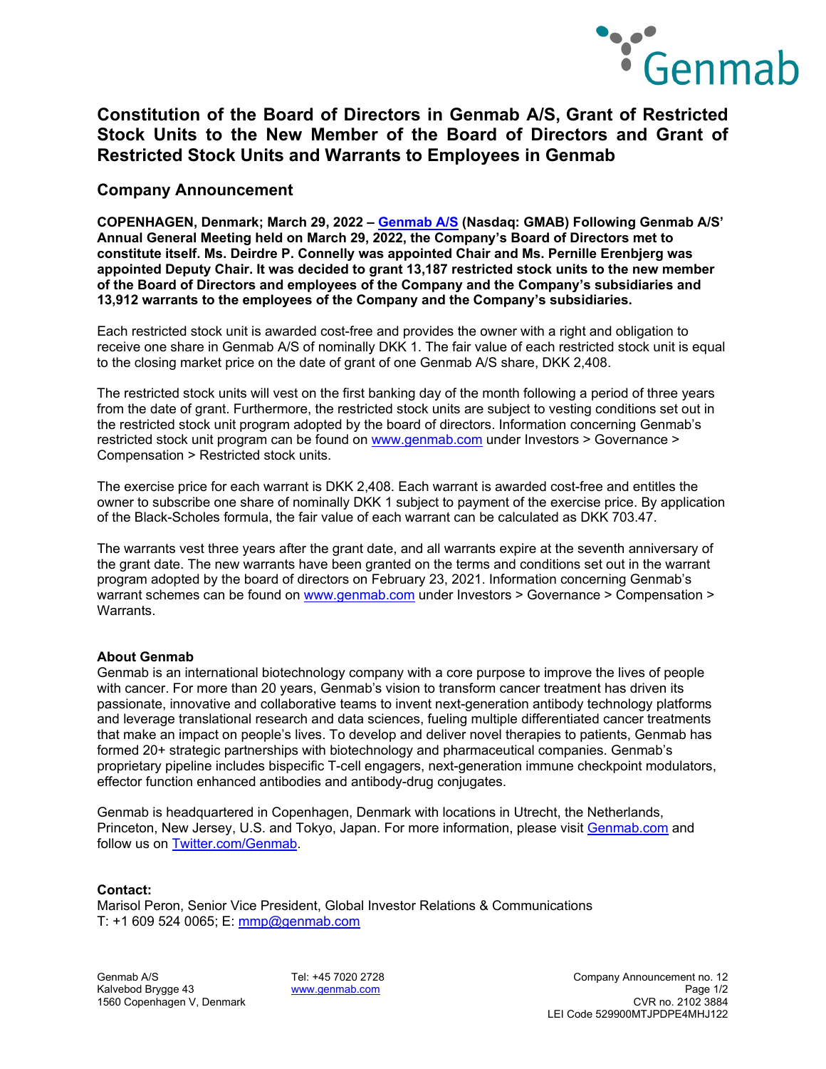# Constitution of the Board of Directors in Genmab A/S, Grant of Restricted Stock Units to the New Member of the Board of Directors and Grant of Restricted Stock Units and Warrants to Employees in Genmab

## Company Announcement

**COPENHAGEN, Denmark; March 29, 2022 – [Genmab A/S](http://www.genmab.com) (Nasdaq: GMAB) Following Genmab A/S' Annual General Meeting held on March 29, 2022, the Company's Board of Directors met to constitute itself. Ms. Deirdre P. Connelly was appointed Chair and Ms. Pernille Erenbjerg was appointed Deputy Chair. It was decided to grant 13,187 restricted stock units to the new member of the Board of Directors and employees of the Company and the Company's subsidiaries and 13,912 warrants to the employees of the Company and the Company's subsidiaries.**

Each restricted stock unit is awarded cost-free and provides the owner with a right and obligation to receive one share in Genmab A/S of nominally DKK 1. The fair value of each restricted stock unit is equal to the closing market price on the date of grant of one Genmab A/S share, DKK 2,408.

The restricted stock units will vest on the first banking day of the month following a period of three years from the date of grant. Furthermore, the restricted stock units are subject to vesting conditions set out in the restricted stock unit program adopted by the board of directors. Information concerning Genmab's restricted stock unit program can be found on www.genmab.com under Investors > Governance > Compensation > Restricted stock units.

The exercise price for each warrant is DKK 2,408. Each warrant is awarded cost-free and entitles the owner to subscribe one share of nominally DKK 1 subject to payment of the exercise price. By application of the Black-Scholes formula, the fair value of each warrant can be calculated as DKK 703.47.

The warrants vest three years after the grant date, and all warrants expire at the seventh anniversary of the grant date. The new warrants have been granted on the terms and conditions set out in the warrant program adopted by the board of directors on February 23, 2021. Information concerning Genmab's warrant schemes can be found on www.genmab.com under Investors > Governance > Compensation > Warrants.

**About Genmab**

Genmab is an international biotechnology company with a core purpose to improve the lives of people with cancer. For more than 20 years, Genmab's vision to transform cancer treatment has driven its passionate, innovative and collaborative teams to invent next-generation antibody technology platforms and leverage translational research and data sciences, fueling multiple differentiated cancer treatments that make an impact on people's lives. To develop and deliver novel therapies to patients, Genmab has formed 20+ strategic partnerships with biotechnology and pharmaceutical companies. Genmab's proprietary pipeline includes bispecific T-cell engagers, next-generation immune checkpoint modulators, effector function enhanced antibodies and antibody-drug conjugates.

Genmab is headquartered in Copenhagen, Denmark with locations in Utrecht, the Netherlands, Princeton, New Jersey, U.S. and Tokyo, Japan. For more information, please visit Genmab.com and follow us on Twitter.com/Genmab.

**Contact:**
Marisol Peron, Senior Vice President, Global Investor Relations & Communications
T: +1 609 524 0065; E: mmp@genmab.com

Genmab A/S
Kalvebod Brygge 43
1560 Copenhagen V, Denmark

Tel: +45 7020 2728
www.genmab.com

Company Announcement no. 12
CVR no. 2102 3884
LEI Code 529900MTJPDPE4MHJ122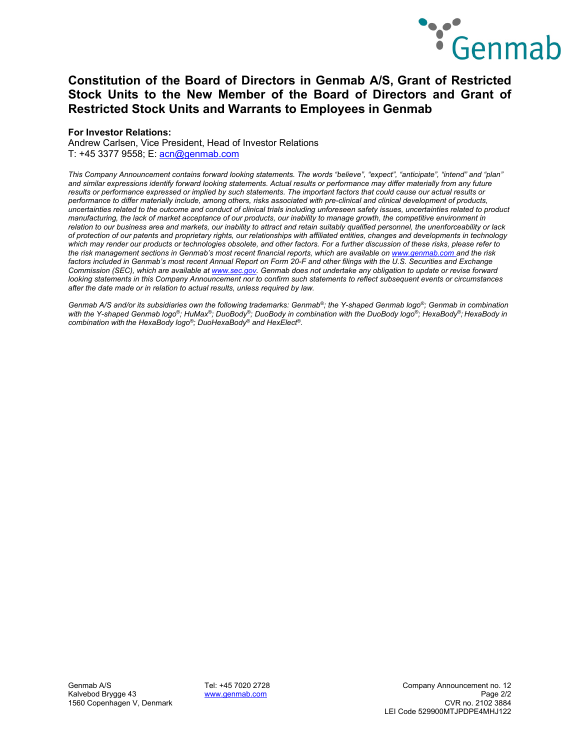## Constitution of the Board of Directors in Genmab A/S, Grant of Restricted Stock Units to the New Member of the Board of Directors and Grant of Restricted Stock Units and Warrants to Employees in Genmab

**For Investor Relations:**
Andrew Carlsen, Vice President, Head of Investor Relations
T: +45 3377 9558; E: acn@genmab.com

*This Company Announcement contains forward looking statements. The words "believe", "expect", "anticipate", "intend" and "plan" and similar expressions identify forward looking statements. Actual results or performance may differ materially from any future results or performance expressed or implied by such statements. The important factors that could cause our actual results or performance to differ materially include, among others, risks associated with pre-clinical and clinical development of products, uncertainties related to the outcome and conduct of clinical trials including unforeseen safety issues, uncertainties related to product manufacturing, the lack of market acceptance of our products, our inability to manage growth, the competitive environment in relation to our business area and markets, our inability to attract and retain suitably qualified personnel, the unenforceability or lack of protection of our patents and proprietary rights, our relationships with affiliated entities, changes and developments in technology which may render our products or technologies obsolete, and other factors. For a further discussion of these risks, please refer to the risk management sections in Genmab's most recent financial reports, which are available on www.genmab.com and the risk factors included in Genmab's most recent Annual Report on Form 20-F and other filings with the U.S. Securities and Exchange Commission (SEC), which are available at www.sec.gov. Genmab does not undertake any obligation to update or revise forward looking statements in this Company Announcement nor to confirm such statements to reflect subsequent events or circumstances after the date made or in relation to actual results, unless required by law.*

*Genmab A/S and/or its subsidiaries own the following trademarks: Genmab®; the Y-shaped Genmab logo®; Genmab in combination with the Y-shaped Genmab logo®; HuMax®; DuoBody®; DuoBody in combination with the DuoBody logo®; HexaBody®; HexaBody in combination with the HexaBody logo®; DuoHexaBody® and HexElect®.*

Genmab A/S
Kalvebod Brygge 43
1560 Copenhagen V, Denmark

Tel: +45 7020 2728
www.genmab.com

Company Announcement no. 12
CVR no. 2102 3884
LEI Code 529900MTJPDPE4MHJ122